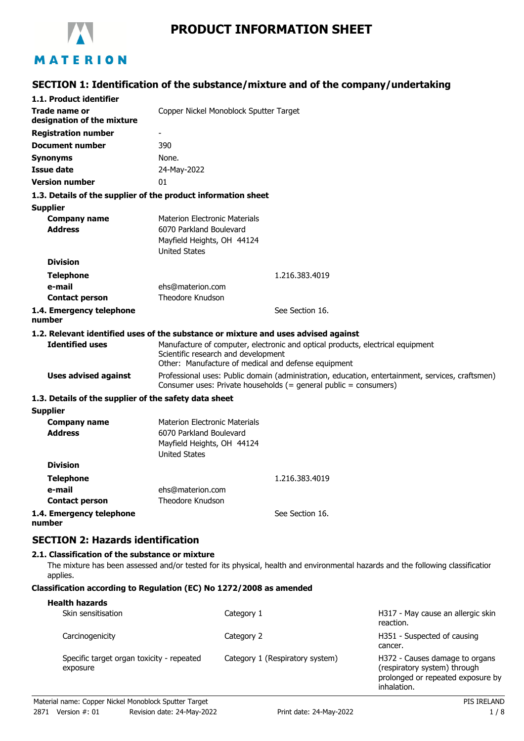# PRODUCT INFORMATION SHEET

## SECTION 1: Identification of the substance/mixture and of the company/undertaking

### 1.1. Product identifier

| | |
|---|---|
| **Trade name or designation of the mixture** | Copper Nickel Monoblock Sputter Target |
| **Registration number** | - |
| **Document number** | 390 |
| **Synonyms** | None. |
| **Issue date** | 24-May-2022 |
| **Version number** | 01 |

### 1.3. Details of the supplier of the product information sheet

**Supplier**

| | |
|---|---|
| **Company name** | Materion Electronic Materials |
| **Address** | 6070 Parkland Boulevard<br>Mayfield Heights, OH 44124<br>United States |
| **Division** | |
| **Telephone** | 1.216.383.4019 |
| **e-mail** | ehs@materion.com |
| **Contact person** | Theodore Knudson |

**1.4. Emergency telephone number** See Section 16.

### 1.2. Relevant identified uses of the substance or mixture and uses advised against

| | |
|---|---|
| **Identified uses** | Manufacture of computer, electronic and optical products, electrical equipment<br>Scientific research and development<br>Other: Manufacture of medical and defense equipment |
| **Uses advised against** | Professional uses: Public domain (administration, education, entertainment, services, craftsmen)<br>Consumer uses: Private households (= general public = consumers) |

### 1.3. Details of the supplier of the safety data sheet

**Supplier**

| | |
|---|---|
| **Company name** | Materion Electronic Materials |
| **Address** | 6070 Parkland Boulevard<br>Mayfield Heights, OH 44124<br>United States |
| **Division** | |
| **Telephone** | 1.216.383.4019 |
| **e-mail** | ehs@materion.com |
| **Contact person** | Theodore Knudson |

**1.4. Emergency telephone number** See Section 16.

## SECTION 2: Hazards identification

### 2.1. Classification of the substance or mixture

The mixture has been assessed and/or tested for its physical, health and environmental hazards and the following classification applies.

**Classification according to Regulation (EC) No 1272/2008 as amended**

**Health hazards**

| | | |
|---|---|---|
| Skin sensitisation | Category 1 | H317 - May cause an allergic skin reaction. |
| Carcinogenicity | Category 2 | H351 - Suspected of causing cancer. |
| Specific target organ toxicity - repeated exposure | Category 1 (Respiratory system) | H372 - Causes damage to organs (respiratory system) through prolonged or repeated exposure by inhalation. |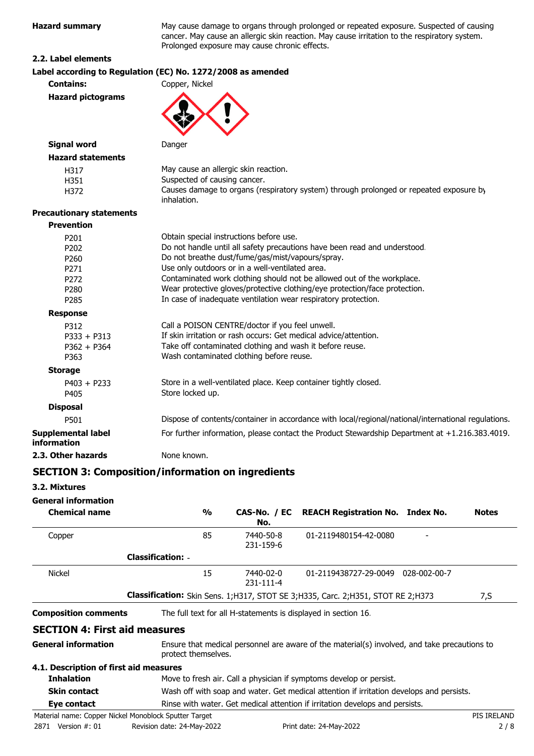**Hazard summary** May cause damage to organs through prolonged or repeated exposure. Suspected of causing cancer. May cause an allergic skin reaction. May cause irritation to the respiratory system. Prolonged exposure may cause chronic effects.

### 2.2. Label elements

**Label according to Regulation (EC) No. 1272/2008 as amended**

**Contains:** Copper, Nickel

**Hazard pictograms**

**Signal word** Danger

**Hazard statements**

| | |
|---|---|
| H317 | May cause an allergic skin reaction. |
| H351 | Suspected of causing cancer. |
| H372 | Causes damage to organs (respiratory system) through prolonged or repeated exposure by inhalation. |

**Precautionary statements**

**Prevention**

| | |
|---|---|
| P201 | Obtain special instructions before use. |
| P202 | Do not handle until all safety precautions have been read and understood. |
| P260 | Do not breathe dust/fume/gas/mist/vapours/spray. |
| P271 | Use only outdoors or in a well-ventilated area. |
| P272 | Contaminated work clothing should not be allowed out of the workplace. |
| P280 | Wear protective gloves/protective clothing/eye protection/face protection. |
| P285 | In case of inadequate ventilation wear respiratory protection. |

**Response**

| | |
|---|---|
| P312 | Call a POISON CENTRE/doctor if you feel unwell. |
| P333 + P313 | If skin irritation or rash occurs: Get medical advice/attention. |
| P362 + P364 | Take off contaminated clothing and wash it before reuse. |
| P363 | Wash contaminated clothing before reuse. |

**Storage**

| | |
|---|---|
| P403 + P233 | Store in a well-ventilated place. Keep container tightly closed. |
| P405 | Store locked up. |

**Disposal**

| | |
|---|---|
| P501 | Dispose of contents/container in accordance with local/regional/national/international regulations. |

**Supplemental label information** For further information, please contact the Product Stewardship Department at +1.216.383.4019.

**2.3. Other hazards** None known.

## SECTION 3: Composition/information on ingredients

### 3.2. Mixtures

**General information**

| Chemical name | % | CAS-No. / EC No. | REACH Registration No. | Index No. | Notes |
|---|---|---|---|---|---|
| Copper | 85 | 7440-50-8<br>231-159-6 | 01-2119480154-42-0080 | - | |
| **Classification:** - | | | | | |
| Nickel | 15 | 7440-02-0<br>231-111-4 | 01-2119438727-29-0049 | 028-002-00-7 | |
| **Classification:** Skin Sens. 1;H317, STOT SE 3;H335, Carc. 2;H351, STOT RE 2;H373 | | | | | 7,S |

**Composition comments** The full text for all H-statements is displayed in section 16.

## SECTION 4: First aid measures

**General information** Ensure that medical personnel are aware of the material(s) involved, and take precautions to protect themselves.

### 4.1. Description of first aid measures

**Inhalation** Move to fresh air. Call a physician if symptoms develop or persist.

**Skin contact** Wash off with soap and water. Get medical attention if irritation develops and persists.

**Eye contact** Rinse with water. Get medical attention if irritation develops and persists.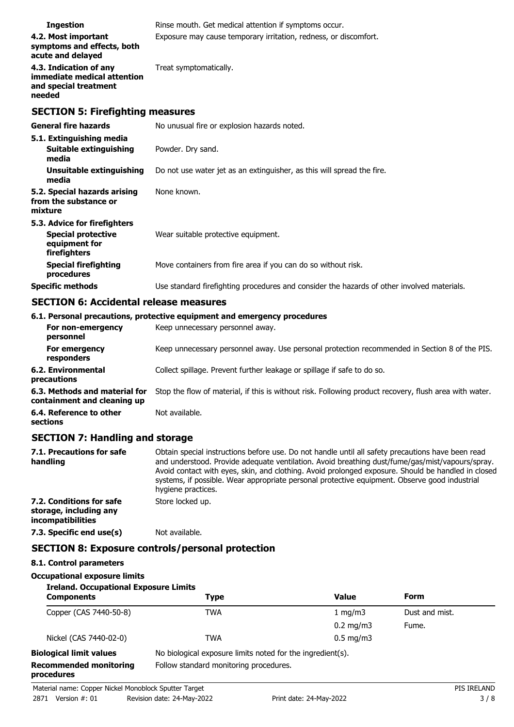**Ingestion** Rinse mouth. Get medical attention if symptoms occur.

**4.2. Most important symptoms and effects, both acute and delayed** Exposure may cause temporary irritation, redness, or discomfort.

**4.3. Indication of any immediate medical attention and special treatment needed** Treat symptomatically.

## SECTION 5: Firefighting measures

**General fire hazards** No unusual fire or explosion hazards noted.

**5.1. Extinguishing media**

**Suitable extinguishing media** Powder. Dry sand.

**Unsuitable extinguishing media** Do not use water jet as an extinguisher, as this will spread the fire.

**5.2. Special hazards arising from the substance or mixture** None known.

**5.3. Advice for firefighters**

**Special protective equipment for firefighters** Wear suitable protective equipment.

**Special firefighting procedures** Move containers from fire area if you can do so without risk.

**Specific methods** Use standard firefighting procedures and consider the hazards of other involved materials.

## SECTION 6: Accidental release measures

**6.1. Personal precautions, protective equipment and emergency procedures**

**For non-emergency personnel** Keep unnecessary personnel away.

**For emergency responders** Keep unnecessary personnel away. Use personal protection recommended in Section 8 of the PIS.

**6.2. Environmental precautions** Collect spillage. Prevent further leakage or spillage if safe to do so.

**6.3. Methods and material for containment and cleaning up** Stop the flow of material, if this is without risk. Following product recovery, flush area with water.

**6.4. Reference to other sections** Not available.

## SECTION 7: Handling and storage

**7.1. Precautions for safe handling** Obtain special instructions before use. Do not handle until all safety precautions have been read and understood. Provide adequate ventilation. Avoid breathing dust/fume/gas/mist/vapours/spray. Avoid contact with eyes, skin, and clothing. Avoid prolonged exposure. Should be handled in closed systems, if possible. Wear appropriate personal protective equipment. Observe good industrial hygiene practices.

**7.2. Conditions for safe storage, including any incompatibilities** Store locked up.

**7.3. Specific end use(s)** Not available.

## SECTION 8: Exposure controls/personal protection

**8.1. Control parameters**

**Occupational exposure limits**

**Ireland. Occupational Exposure Limits**

| Components | Type | Value | Form |
|---|---|---|---|
| Copper (CAS 7440-50-8) | TWA | 1 mg/m3 | Dust and mist. |
| | | 0.2 mg/m3 | Fume. |
| Nickel (CAS 7440-02-0) | TWA | 0.5 mg/m3 | |

**Biological limit values** No biological exposure limits noted for the ingredient(s).

**Recommended monitoring procedures** Follow standard monitoring procedures.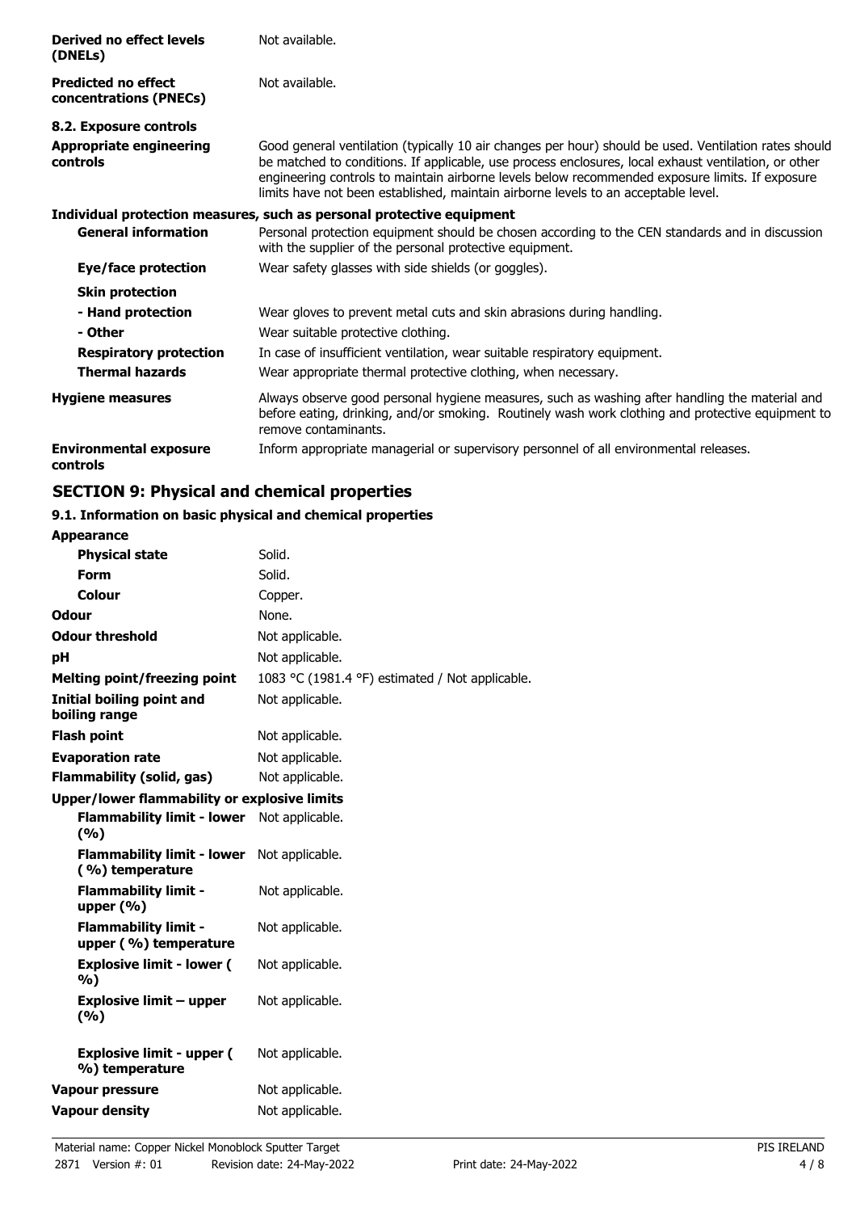| | |
|---|---|
| **Derived no effect levels (DNELs)** | Not available. |
| **Predicted no effect concentrations (PNECs)** | Not available. |

**8.2. Exposure controls**

| | |
|---|---|
| **Appropriate engineering controls** | Good general ventilation (typically 10 air changes per hour) should be used. Ventilation rates should be matched to conditions. If applicable, use process enclosures, local exhaust ventilation, or other engineering controls to maintain airborne levels below recommended exposure limits. If exposure limits have not been established, maintain airborne levels to an acceptable level. |

**Individual protection measures, such as personal protective equipment**

| | |
|---|---|
| **General information** | Personal protection equipment should be chosen according to the CEN standards and in discussion with the supplier of the personal protective equipment. |
| **Eye/face protection** | Wear safety glasses with side shields (or goggles). |
| **Skin protection** | |
| **- Hand protection** | Wear gloves to prevent metal cuts and skin abrasions during handling. |
| **- Other** | Wear suitable protective clothing. |
| **Respiratory protection** | In case of insufficient ventilation, wear suitable respiratory equipment. |
| **Thermal hazards** | Wear appropriate thermal protective clothing, when necessary. |
| **Hygiene measures** | Always observe good personal hygiene measures, such as washing after handling the material and before eating, drinking, and/or smoking. Routinely wash work clothing and protective equipment to remove contaminants. |
| **Environmental exposure controls** | Inform appropriate managerial or supervisory personnel of all environmental releases. |

## SECTION 9: Physical and chemical properties

**9.1. Information on basic physical and chemical properties**

| | |
|---|---|
| **Appearance** | |
| **Physical state** | Solid. |
| **Form** | Solid. |
| **Colour** | Copper. |
| **Odour** | None. |
| **Odour threshold** | Not applicable. |
| **pH** | Not applicable. |
| **Melting point/freezing point** | 1083 °C (1981.4 °F) estimated / Not applicable. |
| **Initial boiling point and boiling range** | Not applicable. |
| **Flash point** | Not applicable. |
| **Evaporation rate** | Not applicable. |
| **Flammability (solid, gas)** | Not applicable. |
| **Upper/lower flammability or explosive limits** | |
| **Flammability limit - lower (%)** | Not applicable. |
| **Flammability limit - lower (%) temperature** | Not applicable. |
| **Flammability limit - upper (%)** | Not applicable. |
| **Flammability limit - upper (%) temperature** | Not applicable. |
| **Explosive limit - lower (%)** | Not applicable. |
| **Explosive limit – upper (%)** | Not applicable. |
| **Explosive limit - upper (%) temperature** | Not applicable. |
| **Vapour pressure** | Not applicable. |
| **Vapour density** | Not applicable. |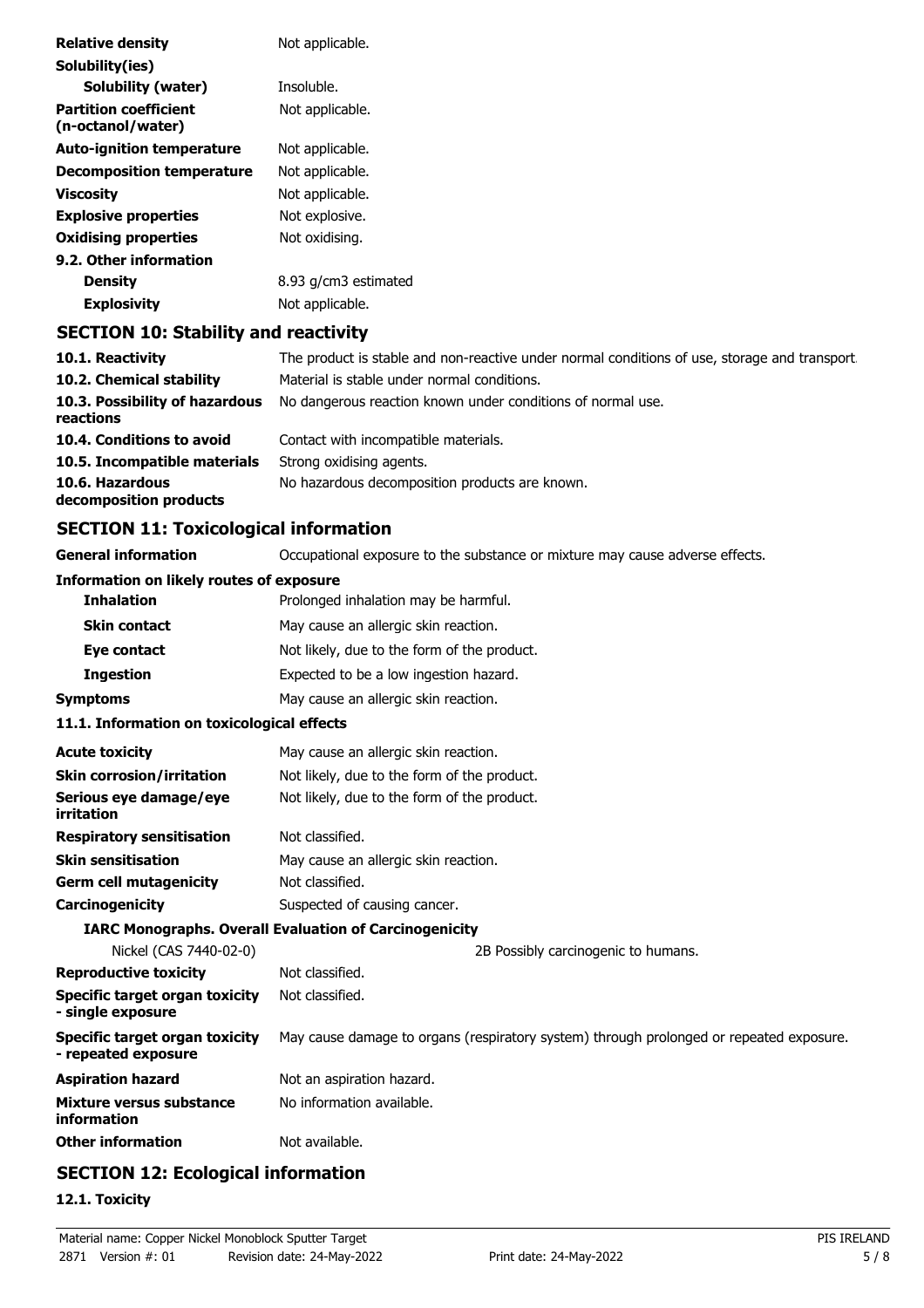| | |
|---|---|
| **Relative density** | Not applicable. |
| **Solubility(ies)** | |
| **Solubility (water)** | Insoluble. |
| **Partition coefficient (n-octanol/water)** | Not applicable. |
| **Auto-ignition temperature** | Not applicable. |
| **Decomposition temperature** | Not applicable. |
| **Viscosity** | Not applicable. |
| **Explosive properties** | Not explosive. |
| **Oxidising properties** | Not oxidising. |
| **9.2. Other information** | |
| **Density** | 8.93 g/cm3 estimated |
| **Explosivity** | Not applicable. |

## SECTION 10: Stability and reactivity

| | |
|---|---|
| **10.1. Reactivity** | The product is stable and non-reactive under normal conditions of use, storage and transport. |
| **10.2. Chemical stability** | Material is stable under normal conditions. |
| **10.3. Possibility of hazardous reactions** | No dangerous reaction known under conditions of normal use. |
| **10.4. Conditions to avoid** | Contact with incompatible materials. |
| **10.5. Incompatible materials** | Strong oxidising agents. |
| **10.6. Hazardous decomposition products** | No hazardous decomposition products are known. |

## SECTION 11: Toxicological information

| | |
|---|---|
| **General information** | Occupational exposure to the substance or mixture may cause adverse effects. |
| **Information on likely routes of exposure** | |
| **Inhalation** | Prolonged inhalation may be harmful. |
| **Skin contact** | May cause an allergic skin reaction. |
| **Eye contact** | Not likely, due to the form of the product. |
| **Ingestion** | Expected to be a low ingestion hazard. |
| **Symptoms** | May cause an allergic skin reaction. |

**11.1. Information on toxicological effects**

| | |
|---|---|
| **Acute toxicity** | May cause an allergic skin reaction. |
| **Skin corrosion/irritation** | Not likely, due to the form of the product. |
| **Serious eye damage/eye irritation** | Not likely, due to the form of the product. |
| **Respiratory sensitisation** | Not classified. |
| **Skin sensitisation** | May cause an allergic skin reaction. |
| **Germ cell mutagenicity** | Not classified. |
| **Carcinogenicity** | Suspected of causing cancer. |
| **IARC Monographs. Overall Evaluation of Carcinogenicity** | |
| Nickel (CAS 7440-02-0) | 2B Possibly carcinogenic to humans. |
| **Reproductive toxicity** | Not classified. |
| **Specific target organ toxicity - single exposure** | Not classified. |
| **Specific target organ toxicity - repeated exposure** | May cause damage to organs (respiratory system) through prolonged or repeated exposure. |
| **Aspiration hazard** | Not an aspiration hazard. |
| **Mixture versus substance information** | No information available. |
| **Other information** | Not available. |

## SECTION 12: Ecological information

**12.1. Toxicity**

Material name: Copper Nickel Monoblock Sputter Target

2871 Version #: 01 Revision date: 24-May-2022 Print date: 24-May-2022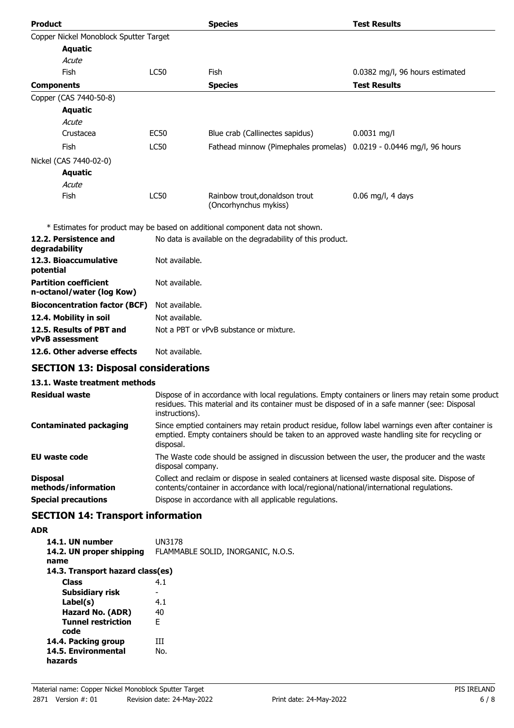| Product | | Species | Test Results |
|---|---|---|---|
| Copper Nickel Monoblock Sputter Target | | | |
| **Aquatic** | | | |
| *Acute* | | | |
| Fish | LC50 | Fish | 0.0382 mg/l, 96 hours estimated |
| **Components** | | **Species** | **Test Results** |
| Copper (CAS 7440-50-8) | | | |
| **Aquatic** | | | |
| *Acute* | | | |
| Crustacea | EC50 | Blue crab (Callinectes sapidus) | 0.0031 mg/l |
| Fish | LC50 | Fathead minnow (Pimephales promelas) | 0.0219 - 0.0446 mg/l, 96 hours |
| Nickel (CAS 7440-02-0) | | | |
| **Aquatic** | | | |
| *Acute* | | | |
| Fish | LC50 | Rainbow trout,donaldson trout (Oncorhynchus mykiss) | 0.06 mg/l, 4 days |

* Estimates for product may be based on additional component data not shown.

**12.2. Persistence and degradability** No data is available on the degradability of this product.

**12.3. Bioaccumulative potential** Not available.

**Partition coefficient n-octanol/water (log Kow)** Not available.

**Bioconcentration factor (BCF)** Not available.

**12.4. Mobility in soil** Not available.

**12.5. Results of PBT and vPvB assessment** Not a PBT or vPvB substance or mixture.

**12.6. Other adverse effects** Not available.

## SECTION 13: Disposal considerations

### 13.1. Waste treatment methods

**Residual waste** Dispose of in accordance with local regulations. Empty containers or liners may retain some product residues. This material and its container must be disposed of in a safe manner (see: Disposal instructions).

**Contaminated packaging** Since emptied containers may retain product residue, follow label warnings even after container is emptied. Empty containers should be taken to an approved waste handling site for recycling or disposal.

**EU waste code** The Waste code should be assigned in discussion between the user, the producer and the waste disposal company.

**Disposal methods/information** Collect and reclaim or dispose in sealed containers at licensed waste disposal site. Dispose of contents/container in accordance with local/regional/national/international regulations.

**Special precautions** Dispose in accordance with all applicable regulations.

## SECTION 14: Transport information

**ADR**

**14.1. UN number** UN3178

**14.2. UN proper shipping name** FLAMMABLE SOLID, INORGANIC, N.O.S.

**14.3. Transport hazard class(es)**

- **Class** 4.1
- **Subsidiary risk** -
- **Label(s)** 4.1
- **Hazard No. (ADR)** 40
- **Tunnel restriction code** E

**14.4. Packing group** III

**14.5. Environmental hazards** No.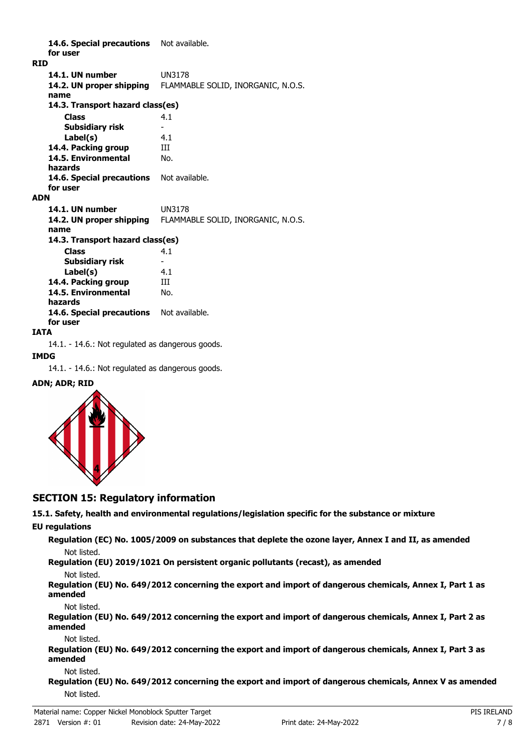**14.6. Special precautions for user** Not available.

**RID**

| | |
|---|---|
| **14.1. UN number** | UN3178 |
| **14.2. UN proper shipping name** | FLAMMABLE SOLID, INORGANIC, N.O.S. |
| **14.3. Transport hazard class(es)** | |
| **Class** | 4.1 |
| **Subsidiary risk** | - |
| **Label(s)** | 4.1 |
| **14.4. Packing group** | III |
| **14.5. Environmental hazards** | No. |
| **14.6. Special precautions for user** | Not available. |

**ADN**

| | |
|---|---|
| **14.1. UN number** | UN3178 |
| **14.2. UN proper shipping name** | FLAMMABLE SOLID, INORGANIC, N.O.S. |
| **14.3. Transport hazard class(es)** | |
| **Class** | 4.1 |
| **Subsidiary risk** | - |
| **Label(s)** | 4.1 |
| **14.4. Packing group** | III |
| **14.5. Environmental hazards** | No. |
| **14.6. Special precautions for user** | Not available. |

**IATA**

14.1. - 14.6.: Not regulated as dangerous goods.

**IMDG**

14.1. - 14.6.: Not regulated as dangerous goods.

**ADN; ADR; RID**

## SECTION 15: Regulatory information

**15.1. Safety, health and environmental regulations/legislation specific for the substance or mixture**

**EU regulations**

**Regulation (EC) No. 1005/2009 on substances that deplete the ozone layer, Annex I and II, as amended**

Not listed.

**Regulation (EU) 2019/1021 On persistent organic pollutants (recast), as amended**

Not listed.

**Regulation (EU) No. 649/2012 concerning the export and import of dangerous chemicals, Annex I, Part 1 as amended**

Not listed.

**Regulation (EU) No. 649/2012 concerning the export and import of dangerous chemicals, Annex I, Part 2 as amended**

Not listed.

**Regulation (EU) No. 649/2012 concerning the export and import of dangerous chemicals, Annex I, Part 3 as amended**

Not listed.

**Regulation (EU) No. 649/2012 concerning the export and import of dangerous chemicals, Annex V as amended**

Not listed.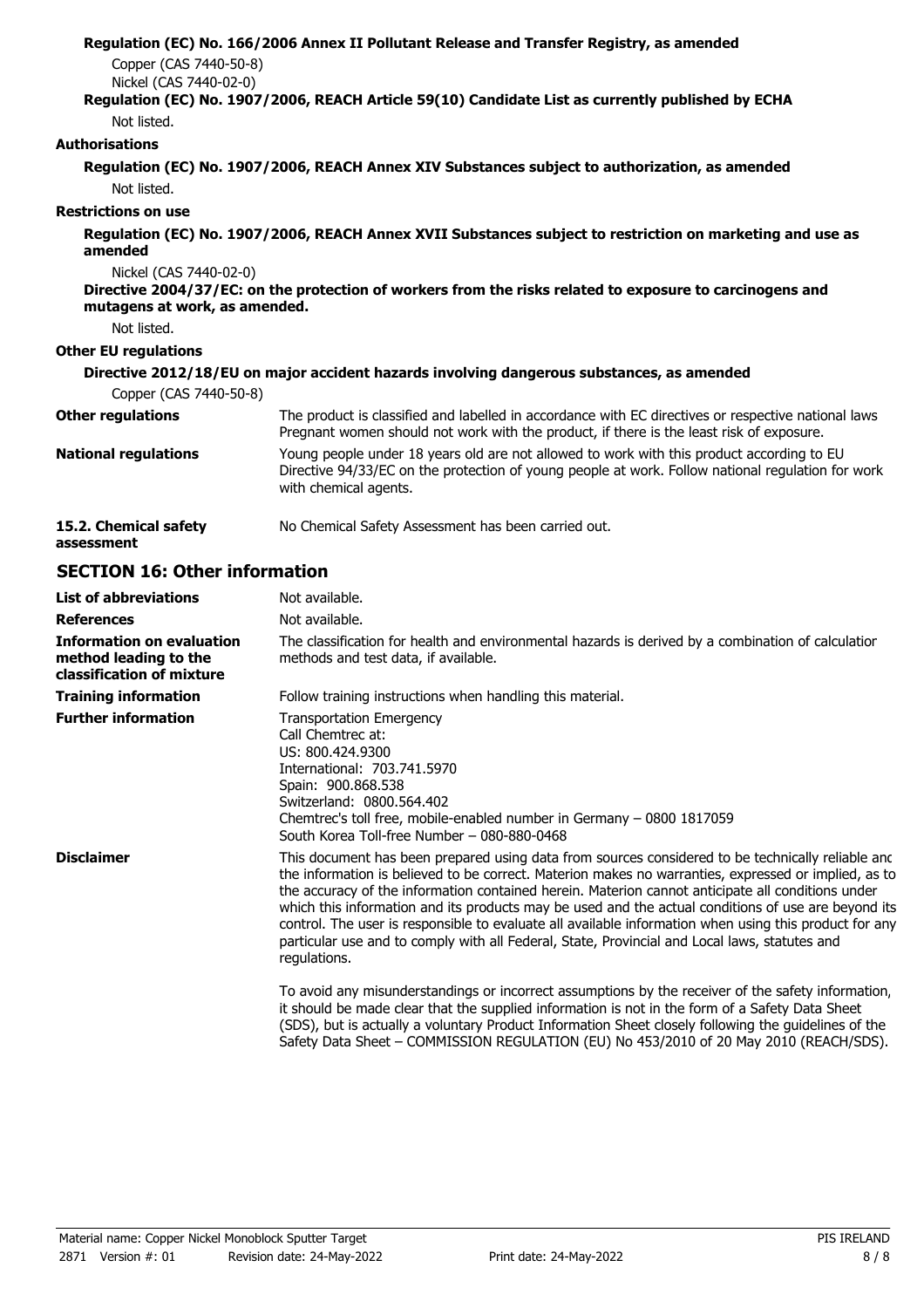**Regulation (EC) No. 166/2006 Annex II Pollutant Release and Transfer Registry, as amended**

Copper (CAS 7440-50-8)
Nickel (CAS 7440-02-0)

**Regulation (EC) No. 1907/2006, REACH Article 59(10) Candidate List as currently published by ECHA**

Not listed.

**Authorisations**

**Regulation (EC) No. 1907/2006, REACH Annex XIV Substances subject to authorization, as amended**

Not listed.

**Restrictions on use**

**Regulation (EC) No. 1907/2006, REACH Annex XVII Substances subject to restriction on marketing and use as amended**

Nickel (CAS 7440-02-0)

**Directive 2004/37/EC: on the protection of workers from the risks related to exposure to carcinogens and mutagens at work, as amended.**

Not listed.

**Other EU regulations**

**Directive 2012/18/EU on major accident hazards involving dangerous substances, as amended**

Copper (CAS 7440-50-8)

| | |
|---|---|
| **Other regulations** | The product is classified and labelled in accordance with EC directives or respective national laws. Pregnant women should not work with the product, if there is the least risk of exposure. |
| **National regulations** | Young people under 18 years old are not allowed to work with this product according to EU Directive 94/33/EC on the protection of young people at work. Follow national regulation for work with chemical agents. |
| **15.2. Chemical safety assessment** | No Chemical Safety Assessment has been carried out. |

## SECTION 16: Other information

| | |
|---|---|
| **List of abbreviations** | Not available. |
| **References** | Not available. |
| **Information on evaluation method leading to the classification of mixture** | The classification for health and environmental hazards is derived by a combination of calculation methods and test data, if available. |
| **Training information** | Follow training instructions when handling this material. |
| **Further information** | Transportation Emergency<br>Call Chemtrec at:<br>US: 800.424.9300<br>International: 703.741.5970<br>Spain: 900.868.538<br>Switzerland: 0800.564.402<br>Chemtrec's toll free, mobile-enabled number in Germany – 0800 1817059<br>South Korea Toll-free Number – 080-880-0468 |
| **Disclaimer** | This document has been prepared using data from sources considered to be technically reliable and the information is believed to be correct. Materion makes no warranties, expressed or implied, as to the accuracy of the information contained herein. Materion cannot anticipate all conditions under which this information and its products may be used and the actual conditions of use are beyond its control. The user is responsible to evaluate all available information when using this product for any particular use and to comply with all Federal, State, Provincial and Local laws, statutes and regulations.<br><br>To avoid any misunderstandings or incorrect assumptions by the receiver of the safety information, it should be made clear that the supplied information is not in the form of a Safety Data Sheet (SDS), but is actually a voluntary Product Information Sheet closely following the guidelines of the Safety Data Sheet – COMMISSION REGULATION (EU) No 453/2010 of 20 May 2010 (REACH/SDS). |